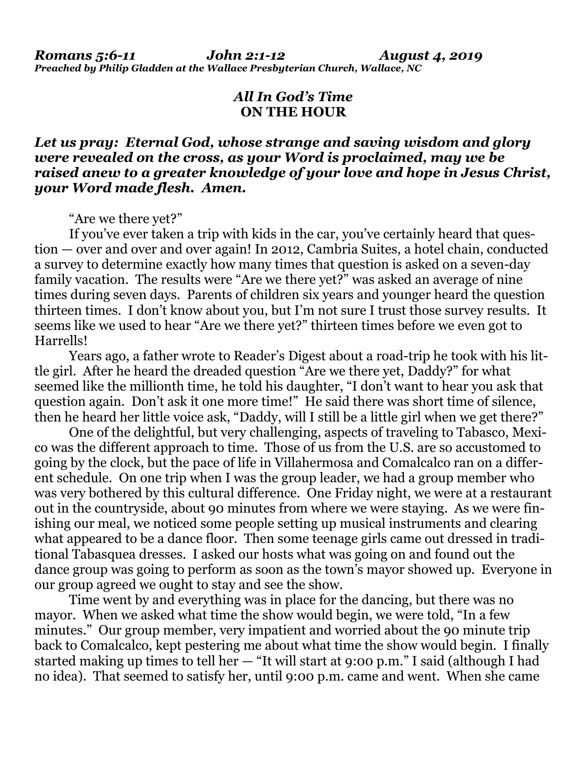***Romans 5:6-11 John 2:1-12 August 4, 2019***
***Preached by Philip Gladden at the Wallace Presbyterian Church, Wallace, NC***

# *All In God's Time*
# **ON THE HOUR**

***Let us pray: Eternal God, whose strange and saving wisdom and glory were revealed on the cross, as your Word is proclaimed, may we be raised anew to a greater knowledge of your love and hope in Jesus Christ, your Word made flesh. Amen.***

"Are we there yet?"

If you've ever taken a trip with kids in the car, you've certainly heard that question — over and over and over again! In 2012, Cambria Suites, a hotel chain, conducted a survey to determine exactly how many times that question is asked on a seven-day family vacation. The results were "Are we there yet?" was asked an average of nine times during seven days. Parents of children six years and younger heard the question thirteen times. I don't know about you, but I'm not sure I trust those survey results. It seems like we used to hear "Are we there yet?" thirteen times before we even got to Harrells!

Years ago, a father wrote to Reader's Digest about a road-trip he took with his little girl. After he heard the dreaded question "Are we there yet, Daddy?" for what seemed like the millionth time, he told his daughter, "I don't want to hear you ask that question again. Don't ask it one more time!" He said there was short time of silence, then he heard her little voice ask, "Daddy, will I still be a little girl when we get there?"

One of the delightful, but very challenging, aspects of traveling to Tabasco, Mexico was the different approach to time. Those of us from the U.S. are so accustomed to going by the clock, but the pace of life in Villahermosa and Comalcalco ran on a different schedule. On one trip when I was the group leader, we had a group member who was very bothered by this cultural difference. One Friday night, we were at a restaurant out in the countryside, about 90 minutes from where we were staying. As we were finishing our meal, we noticed some people setting up musical instruments and clearing what appeared to be a dance floor. Then some teenage girls came out dressed in traditional Tabasquea dresses. I asked our hosts what was going on and found out the dance group was going to perform as soon as the town's mayor showed up. Everyone in our group agreed we ought to stay and see the show.

Time went by and everything was in place for the dancing, but there was no mayor. When we asked what time the show would begin, we were told, "In a few minutes." Our group member, very impatient and worried about the 90 minute trip back to Comalcalco, kept pestering me about what time the show would begin. I finally started making up times to tell her — "It will start at 9:00 p.m." I said (although I had no idea). That seemed to satisfy her, until 9:00 p.m. came and went. When she came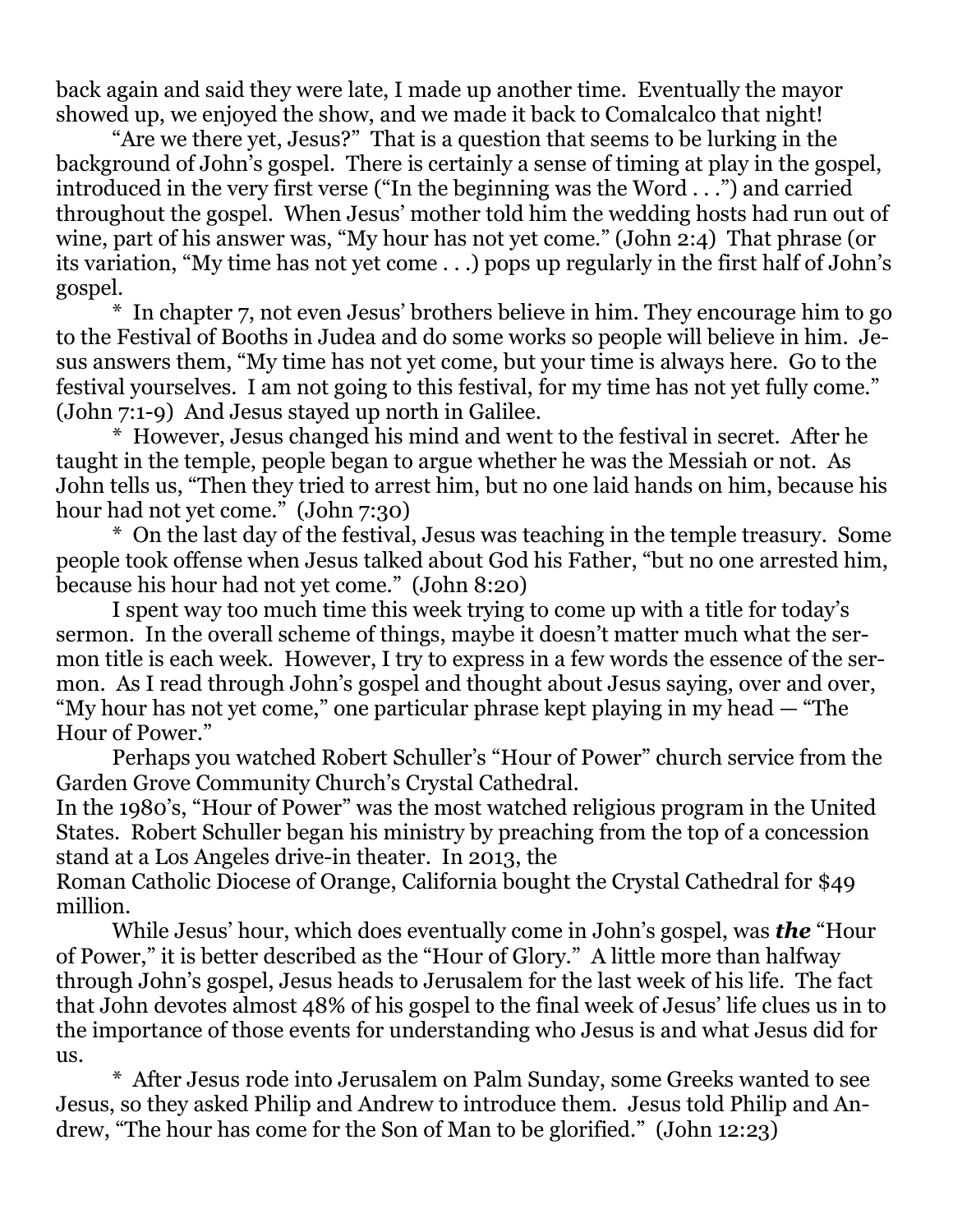back again and said they were late, I made up another time. Eventually the mayor showed up, we enjoyed the show, and we made it back to Comalcalco that night!

"Are we there yet, Jesus?" That is a question that seems to be lurking in the background of John's gospel. There is certainly a sense of timing at play in the gospel, introduced in the very first verse ("In the beginning was the Word . . .") and carried throughout the gospel. When Jesus' mother told him the wedding hosts had run out of wine, part of his answer was, "My hour has not yet come." (John 2:4) That phrase (or its variation, "My time has not yet come . . .) pops up regularly in the first half of John's gospel.

\* In chapter 7, not even Jesus' brothers believe in him. They encourage him to go to the Festival of Booths in Judea and do some works so people will believe in him. Jesus answers them, "My time has not yet come, but your time is always here. Go to the festival yourselves. I am not going to this festival, for my time has not yet fully come." (John 7:1-9) And Jesus stayed up north in Galilee.

\* However, Jesus changed his mind and went to the festival in secret. After he taught in the temple, people began to argue whether he was the Messiah or not. As John tells us, "Then they tried to arrest him, but no one laid hands on him, because his hour had not yet come." (John 7:30)

\* On the last day of the festival, Jesus was teaching in the temple treasury. Some people took offense when Jesus talked about God his Father, "but no one arrested him, because his hour had not yet come." (John 8:20)

I spent way too much time this week trying to come up with a title for today's sermon. In the overall scheme of things, maybe it doesn't matter much what the sermon title is each week. However, I try to express in a few words the essence of the sermon. As I read through John's gospel and thought about Jesus saying, over and over, "My hour has not yet come," one particular phrase kept playing in my head — "The Hour of Power."

Perhaps you watched Robert Schuller's "Hour of Power" church service from the Garden Grove Community Church's Crystal Cathedral.

In the 1980's, "Hour of Power" was the most watched religious program in the United States. Robert Schuller began his ministry by preaching from the top of a concession stand at a Los Angeles drive-in theater. In 2013, the Roman Catholic Diocese of Orange, California bought the Crystal Cathedral for $49 million.

While Jesus' hour, which does eventually come in John's gospel, was ***the*** "Hour of Power," it is better described as the "Hour of Glory." A little more than halfway through John's gospel, Jesus heads to Jerusalem for the last week of his life. The fact that John devotes almost 48% of his gospel to the final week of Jesus' life clues us in to the importance of those events for understanding who Jesus is and what Jesus did for us.

\* After Jesus rode into Jerusalem on Palm Sunday, some Greeks wanted to see Jesus, so they asked Philip and Andrew to introduce them. Jesus told Philip and Andrew, "The hour has come for the Son of Man to be glorified." (John 12:23)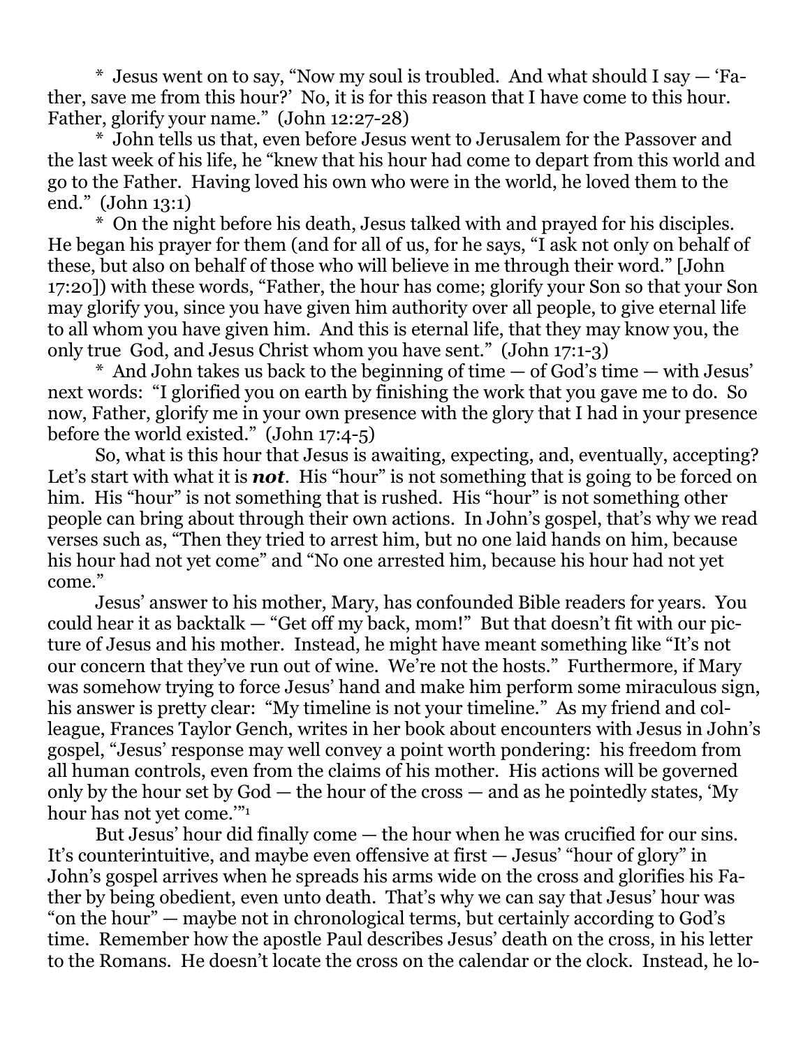* Jesus went on to say, "Now my soul is troubled. And what should I say — 'Father, save me from this hour?' No, it is for this reason that I have come to this hour. Father, glorify your name." (John 12:27-28)

* John tells us that, even before Jesus went to Jerusalem for the Passover and the last week of his life, he "knew that his hour had come to depart from this world and go to the Father. Having loved his own who were in the world, he loved them to the end." (John 13:1)

* On the night before his death, Jesus talked with and prayed for his disciples. He began his prayer for them (and for all of us, for he says, "I ask not only on behalf of these, but also on behalf of those who will believe in me through their word." [John 17:20]) with these words, "Father, the hour has come; glorify your Son so that your Son may glorify you, since you have given him authority over all people, to give eternal life to all whom you have given him. And this is eternal life, that they may know you, the only true God, and Jesus Christ whom you have sent." (John 17:1-3)

* And John takes us back to the beginning of time — of God's time — with Jesus' next words: "I glorified you on earth by finishing the work that you gave me to do. So now, Father, glorify me in your own presence with the glory that I had in your presence before the world existed." (John 17:4-5)

So, what is this hour that Jesus is awaiting, expecting, and, eventually, accepting? Let's start with what it is ***not***. His "hour" is not something that is going to be forced on him. His "hour" is not something that is rushed. His "hour" is not something other people can bring about through their own actions. In John's gospel, that's why we read verses such as, "Then they tried to arrest him, but no one laid hands on him, because his hour had not yet come" and "No one arrested him, because his hour had not yet come."

Jesus' answer to his mother, Mary, has confounded Bible readers for years. You could hear it as backtalk — "Get off my back, mom!" But that doesn't fit with our picture of Jesus and his mother. Instead, he might have meant something like "It's not our concern that they've run out of wine. We're not the hosts." Furthermore, if Mary was somehow trying to force Jesus' hand and make him perform some miraculous sign, his answer is pretty clear: "My timeline is not your timeline." As my friend and colleague, Frances Taylor Gench, writes in her book about encounters with Jesus in John's gospel, "Jesus' response may well convey a point worth pondering: his freedom from all human controls, even from the claims of his mother. His actions will be governed only by the hour set by God — the hour of the cross — and as he pointedly states, 'My hour has not yet come.'"[1]

But Jesus' hour did finally come — the hour when he was crucified for our sins. It's counterintuitive, and maybe even offensive at first — Jesus' "hour of glory" in John's gospel arrives when he spreads his arms wide on the cross and glorifies his Father by being obedient, even unto death. That's why we can say that Jesus' hour was "on the hour" — maybe not in chronological terms, but certainly according to God's time. Remember how the apostle Paul describes Jesus' death on the cross, in his letter to the Romans. He doesn't locate the cross on the calendar or the clock. Instead, he lo-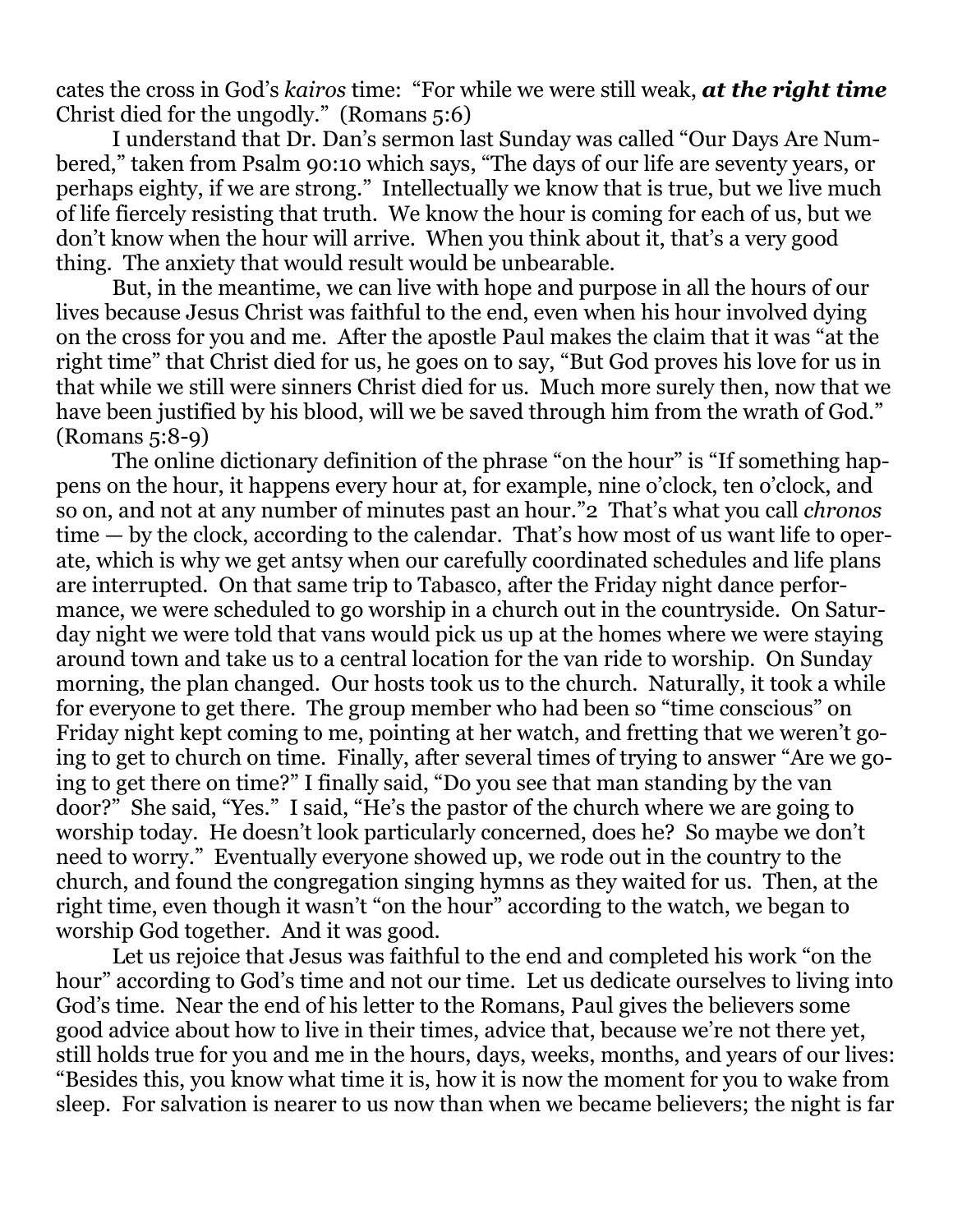cates the cross in God's *kairos* time: "For while we were still weak, ***at the right time*** Christ died for the ungodly." (Romans 5:6)

I understand that Dr. Dan's sermon last Sunday was called "Our Days Are Numbered," taken from Psalm 90:10 which says, "The days of our life are seventy years, or perhaps eighty, if we are strong." Intellectually we know that is true, but we live much of life fiercely resisting that truth. We know the hour is coming for each of us, but we don't know when the hour will arrive. When you think about it, that's a very good thing. The anxiety that would result would be unbearable.

But, in the meantime, we can live with hope and purpose in all the hours of our lives because Jesus Christ was faithful to the end, even when his hour involved dying on the cross for you and me. After the apostle Paul makes the claim that it was "at the right time" that Christ died for us, he goes on to say, "But God proves his love for us in that while we still were sinners Christ died for us. Much more surely then, now that we have been justified by his blood, will we be saved through him from the wrath of God." (Romans 5:8-9)

The online dictionary definition of the phrase "on the hour" is "If something happens on the hour, it happens every hour at, for example, nine o'clock, ten o'clock, and so on, and not at any number of minutes past an hour."[2] That's what you call *chronos* time — by the clock, according to the calendar. That's how most of us want life to operate, which is why we get antsy when our carefully coordinated schedules and life plans are interrupted. On that same trip to Tabasco, after the Friday night dance performance, we were scheduled to go worship in a church out in the countryside. On Saturday night we were told that vans would pick us up at the homes where we were staying around town and take us to a central location for the van ride to worship. On Sunday morning, the plan changed. Our hosts took us to the church. Naturally, it took a while for everyone to get there. The group member who had been so "time conscious" on Friday night kept coming to me, pointing at her watch, and fretting that we weren't going to get to church on time. Finally, after several times of trying to answer "Are we going to get there on time?" I finally said, "Do you see that man standing by the van door?" She said, "Yes." I said, "He's the pastor of the church where we are going to worship today. He doesn't look particularly concerned, does he? So maybe we don't need to worry." Eventually everyone showed up, we rode out in the country to the church, and found the congregation singing hymns as they waited for us. Then, at the right time, even though it wasn't "on the hour" according to the watch, we began to worship God together. And it was good.

Let us rejoice that Jesus was faithful to the end and completed his work "on the hour" according to God's time and not our time. Let us dedicate ourselves to living into God's time. Near the end of his letter to the Romans, Paul gives the believers some good advice about how to live in their times, advice that, because we're not there yet, still holds true for you and me in the hours, days, weeks, months, and years of our lives: "Besides this, you know what time it is, how it is now the moment for you to wake from sleep. For salvation is nearer to us now than when we became believers; the night is far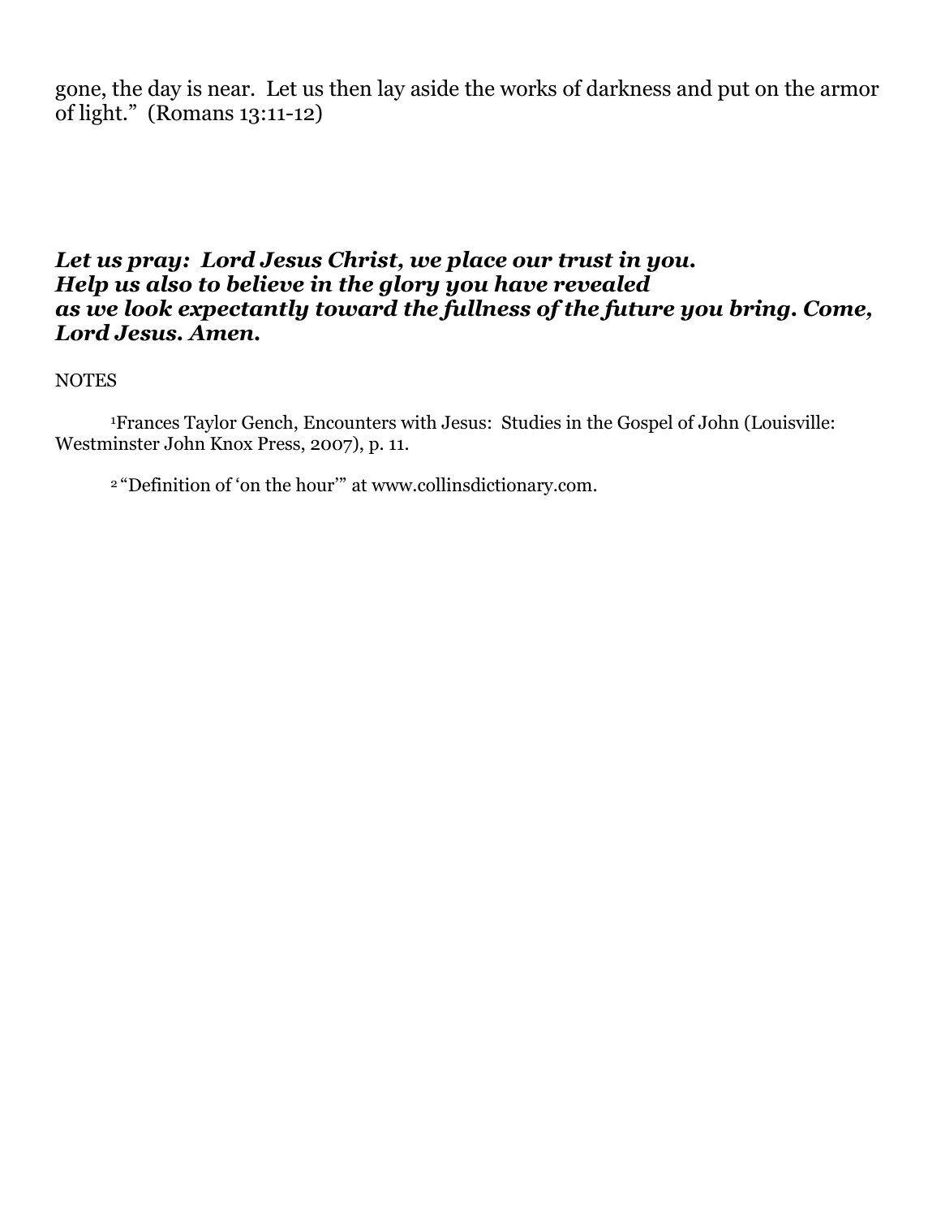gone, the day is near. Let us then lay aside the works of darkness and put on the armor of light." (Romans 13:11-12)

***Let us pray: Lord Jesus Christ, we place our trust in you. Help us also to believe in the glory you have revealed as we look expectantly toward the fullness of the future you bring. Come, Lord Jesus. Amen.***

NOTES

[1]Frances Taylor Gench, Encounters with Jesus: Studies in the Gospel of John (Louisville: Westminster John Knox Press, 2007), p. 11.

[2] "Definition of 'on the hour'" at www.collinsdictionary.com.